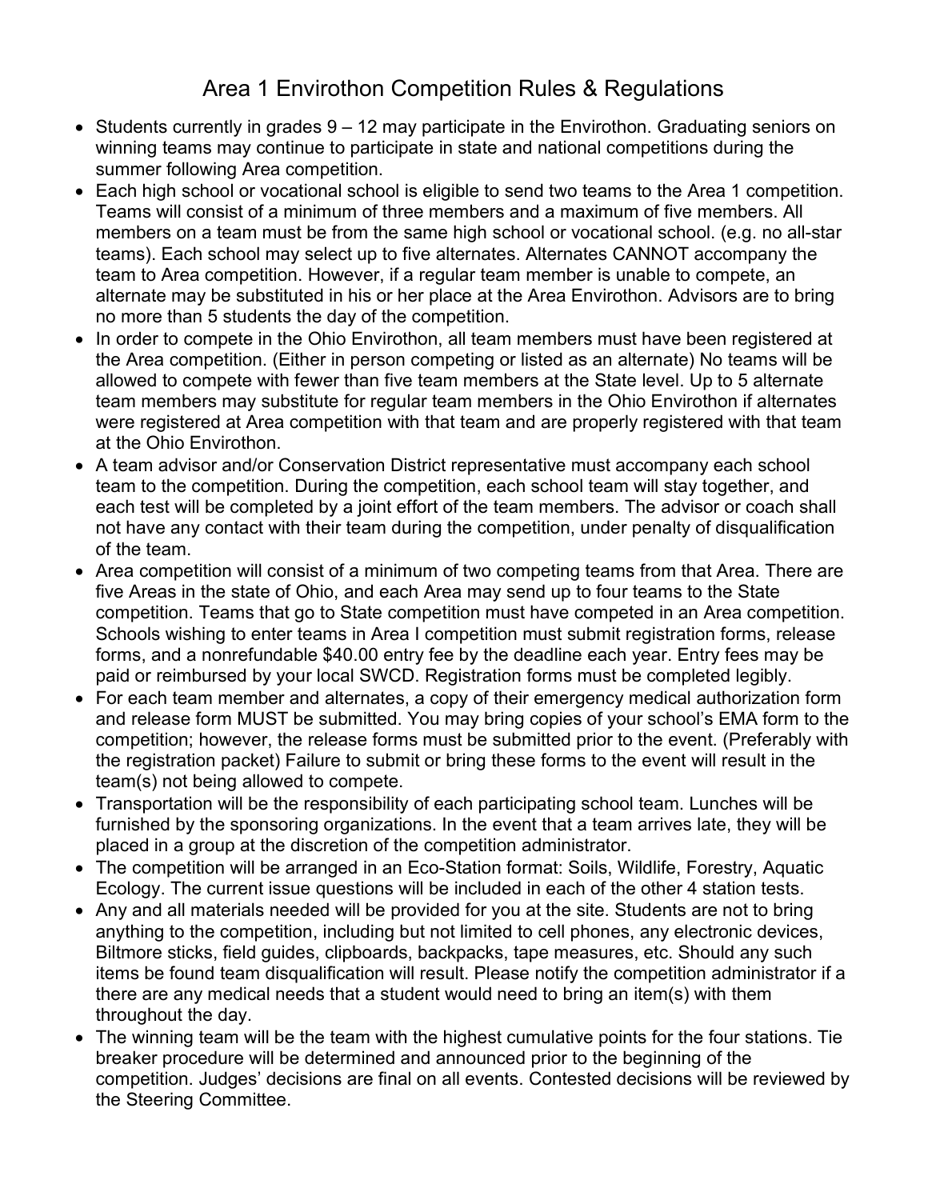# Area 1 Envirothon Competition Rules & Regulations

- Students currently in grades 9 – 12 may participate in the Envirothon. Graduating seniors on winning teams may continue to participate in state and national competitions during the summer following Area competition.
- Each high school or vocational school is eligible to send two teams to the Area 1 competition. Teams will consist of a minimum of three members and a maximum of five members. All members on a team must be from the same high school or vocational school. (e.g. no all-star teams). Each school may select up to five alternates. Alternates CANNOT accompany the team to Area competition. However, if a regular team member is unable to compete, an alternate may be substituted in his or her place at the Area Envirothon. Advisors are to bring no more than 5 students the day of the competition.
- In order to compete in the Ohio Envirothon, all team members must have been registered at the Area competition. (Either in person competing or listed as an alternate) No teams will be allowed to compete with fewer than five team members at the State level. Up to 5 alternate team members may substitute for regular team members in the Ohio Envirothon if alternates were registered at Area competition with that team and are properly registered with that team at the Ohio Envirothon.
- A team advisor and/or Conservation District representative must accompany each school team to the competition. During the competition, each school team will stay together, and each test will be completed by a joint effort of the team members. The advisor or coach shall not have any contact with their team during the competition, under penalty of disqualification of the team.
- Area competition will consist of a minimum of two competing teams from that Area. There are five Areas in the state of Ohio, and each Area may send up to four teams to the State competition. Teams that go to State competition must have competed in an Area competition. Schools wishing to enter teams in Area I competition must submit registration forms, release forms, and a nonrefundable $40.00 entry fee by the deadline each year. Entry fees may be paid or reimbursed by your local SWCD. Registration forms must be completed legibly.
- For each team member and alternates, a copy of their emergency medical authorization form and release form MUST be submitted. You may bring copies of your school's EMA form to the competition; however, the release forms must be submitted prior to the event. (Preferably with the registration packet) Failure to submit or bring these forms to the event will result in the team(s) not being allowed to compete.
- Transportation will be the responsibility of each participating school team. Lunches will be furnished by the sponsoring organizations. In the event that a team arrives late, they will be placed in a group at the discretion of the competition administrator.
- The competition will be arranged in an Eco-Station format: Soils, Wildlife, Forestry, Aquatic Ecology. The current issue questions will be included in each of the other 4 station tests.
- Any and all materials needed will be provided for you at the site. Students are not to bring anything to the competition, including but not limited to cell phones, any electronic devices, Biltmore sticks, field guides, clipboards, backpacks, tape measures, etc. Should any such items be found team disqualification will result. Please notify the competition administrator if a there are any medical needs that a student would need to bring an item(s) with them throughout the day.
- The winning team will be the team with the highest cumulative points for the four stations. Tie breaker procedure will be determined and announced prior to the beginning of the competition. Judges' decisions are final on all events. Contested decisions will be reviewed by the Steering Committee.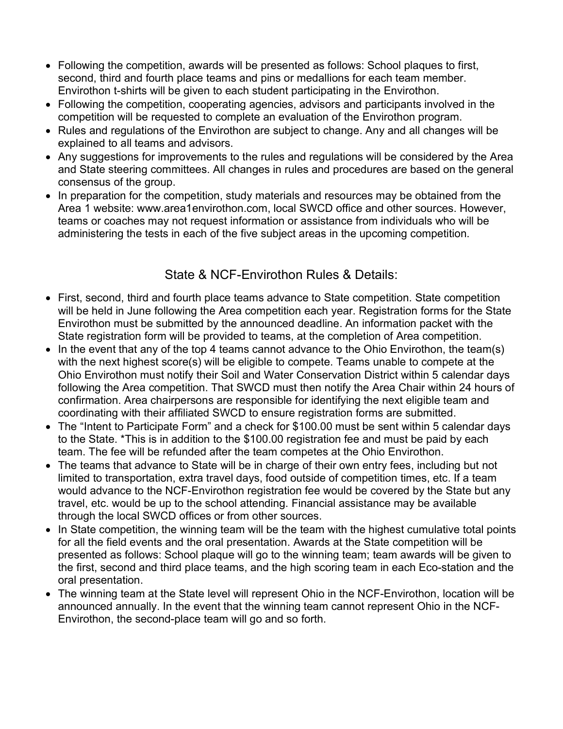- Following the competition, awards will be presented as follows: School plaques to first, second, third and fourth place teams and pins or medallions for each team member. Envirothon t-shirts will be given to each student participating in the Envirothon.
- Following the competition, cooperating agencies, advisors and participants involved in the competition will be requested to complete an evaluation of the Envirothon program.
- Rules and regulations of the Envirothon are subject to change. Any and all changes will be explained to all teams and advisors.
- Any suggestions for improvements to the rules and regulations will be considered by the Area and State steering committees. All changes in rules and procedures are based on the general consensus of the group.
- In preparation for the competition, study materials and resources may be obtained from the Area 1 website: www.area1envirothon.com, local SWCD office and other sources. However, teams or coaches may not request information or assistance from individuals who will be administering the tests in each of the five subject areas in the upcoming competition.

## State & NCF-Envirothon Rules & Details:

- First, second, third and fourth place teams advance to State competition. State competition will be held in June following the Area competition each year. Registration forms for the State Envirothon must be submitted by the announced deadline. An information packet with the State registration form will be provided to teams, at the completion of Area competition.
- In the event that any of the top 4 teams cannot advance to the Ohio Envirothon, the team(s) with the next highest score(s) will be eligible to compete. Teams unable to compete at the Ohio Envirothon must notify their Soil and Water Conservation District within 5 calendar days following the Area competition. That SWCD must then notify the Area Chair within 24 hours of confirmation. Area chairpersons are responsible for identifying the next eligible team and coordinating with their affiliated SWCD to ensure registration forms are submitted.
- The "Intent to Participate Form" and a check for $100.00 must be sent within 5 calendar days to the State. *This is in addition to the $100.00 registration fee and must be paid by each team. The fee will be refunded after the team competes at the Ohio Envirothon.
- The teams that advance to State will be in charge of their own entry fees, including but not limited to transportation, extra travel days, food outside of competition times, etc. If a team would advance to the NCF-Envirothon registration fee would be covered by the State but any travel, etc. would be up to the school attending. Financial assistance may be available through the local SWCD offices or from other sources.
- In State competition, the winning team will be the team with the highest cumulative total points for all the field events and the oral presentation. Awards at the State competition will be presented as follows: School plaque will go to the winning team; team awards will be given to the first, second and third place teams, and the high scoring team in each Eco-station and the oral presentation.
- The winning team at the State level will represent Ohio in the NCF-Envirothon, location will be announced annually. In the event that the winning team cannot represent Ohio in the NCF-Envirothon, the second-place team will go and so forth.